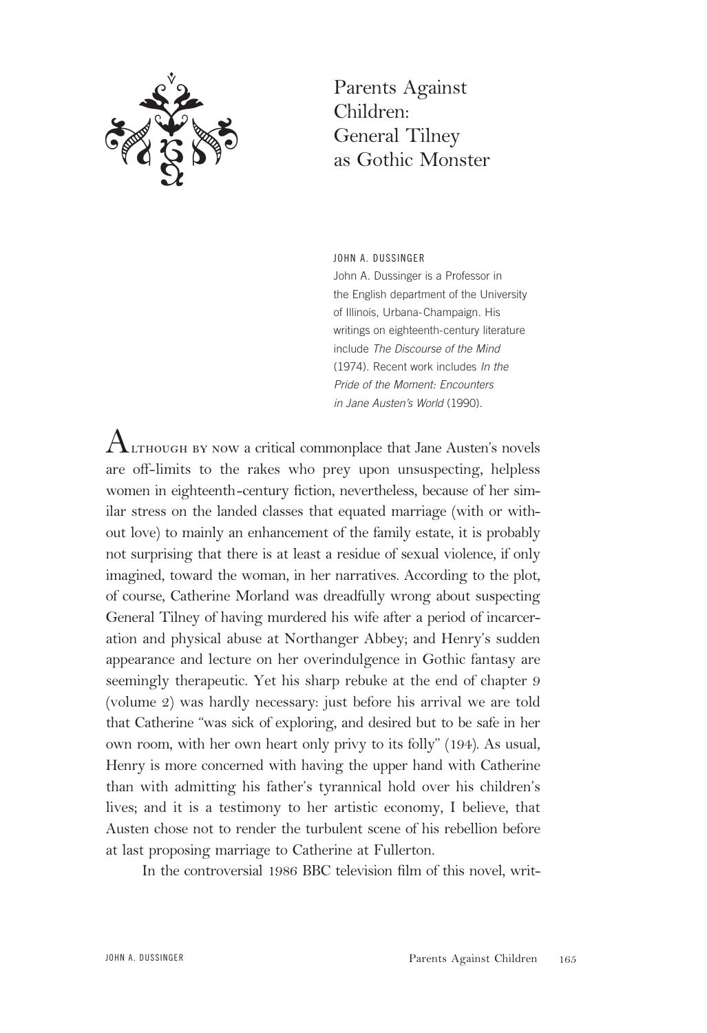# Parents Against Children: General Tilney as Gothic Monster

JOHN A. DUSSINGER

John A. Dussinger is a Professor in the English department of the University of Illinois, Urbana-Champaign. His writings on eighteenth-century literature include *The Discourse of the Mind* (1974). Recent work includes *In the Pride of the Moment: Encounters in Jane Austen's World* (1990).

Although by now a critical commonplace that Jane Austen's novels are off-limits to the rakes who prey upon unsuspecting, helpless women in eighteenth-century fiction, nevertheless, because of her similar stress on the landed classes that equated marriage (with or without love) to mainly an enhancement of the family estate, it is probably not surprising that there is at least a residue of sexual violence, if only imagined, toward the woman, in her narratives. According to the plot, of course, Catherine Morland was dreadfully wrong about suspecting General Tilney of having murdered his wife after a period of incarceration and physical abuse at Northanger Abbey; and Henry's sudden appearance and lecture on her overindulgence in Gothic fantasy are seemingly therapeutic. Yet his sharp rebuke at the end of chapter 9 (volume 2) was hardly necessary: just before his arrival we are told that Catherine "was sick of exploring, and desired but to be safe in her own room, with her own heart only privy to its folly" (194). As usual, Henry is more concerned with having the upper hand with Catherine than with admitting his father's tyrannical hold over his children's lives; and it is a testimony to her artistic economy, I believe, that Austen chose not to render the turbulent scene of his rebellion before at last proposing marriage to Catherine at Fullerton.

In the controversial 1986 BBC television film of this novel, writ-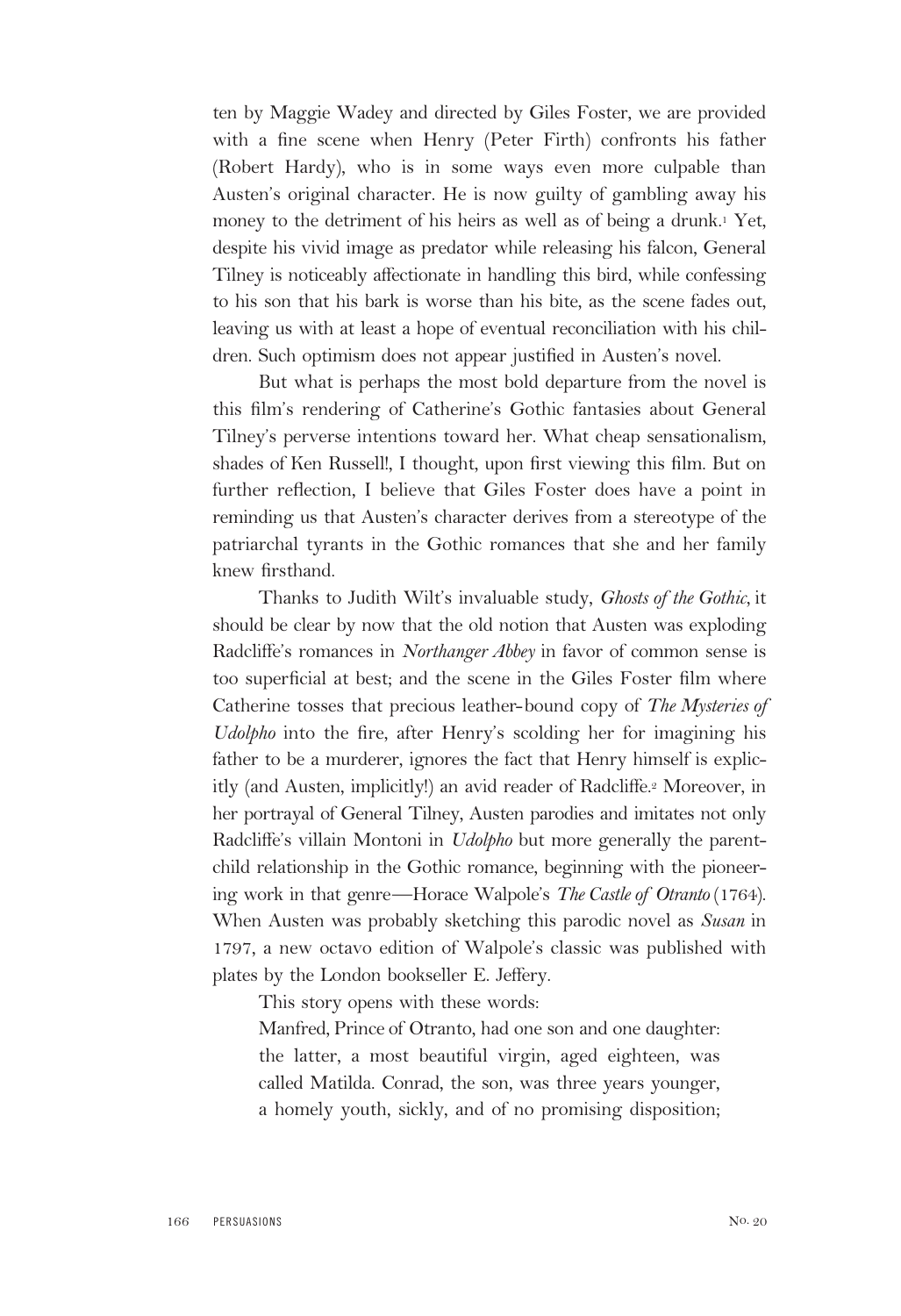ten by Maggie Wadey and directed by Giles Foster, we are provided with a fine scene when Henry (Peter Firth) confronts his father (Robert Hardy), who is in some ways even more culpable than Austen's original character. He is now guilty of gambling away his money to the detriment of his heirs as well as of being a drunk.[1] Yet, despite his vivid image as predator while releasing his falcon, General Tilney is noticeably affectionate in handling this bird, while confessing to his son that his bark is worse than his bite, as the scene fades out, leaving us with at least a hope of eventual reconciliation with his children. Such optimism does not appear justified in Austen's novel.

But what is perhaps the most bold departure from the novel is this film's rendering of Catherine's Gothic fantasies about General Tilney's perverse intentions toward her. What cheap sensationalism, shades of Ken Russell!, I thought, upon first viewing this film. But on further reflection, I believe that Giles Foster does have a point in reminding us that Austen's character derives from a stereotype of the patriarchal tyrants in the Gothic romances that she and her family knew firsthand.

Thanks to Judith Wilt's invaluable study, *Ghosts of the Gothic*, it should be clear by now that the old notion that Austen was exploding Radcliffe's romances in *Northanger Abbey* in favor of common sense is too superficial at best; and the scene in the Giles Foster film where Catherine tosses that precious leather-bound copy of *The Mysteries of Udolpho* into the fire, after Henry's scolding her for imagining his father to be a murderer, ignores the fact that Henry himself is explicitly (and Austen, implicitly!) an avid reader of Radcliffe.[2] Moreover, in her portrayal of General Tilney, Austen parodies and imitates not only Radcliffe's villain Montoni in *Udolpho* but more generally the parent-child relationship in the Gothic romance, beginning with the pioneering work in that genre—Horace Walpole's *The Castle of Otranto* (1764). When Austen was probably sketching this parodic novel as *Susan* in 1797, a new octavo edition of Walpole's classic was published with plates by the London bookseller E. Jeffery.

This story opens with these words:

> Manfred, Prince of Otranto, had one son and one daughter: the latter, a most beautiful virgin, aged eighteen, was called Matilda. Conrad, the son, was three years younger, a homely youth, sickly, and of no promising disposition;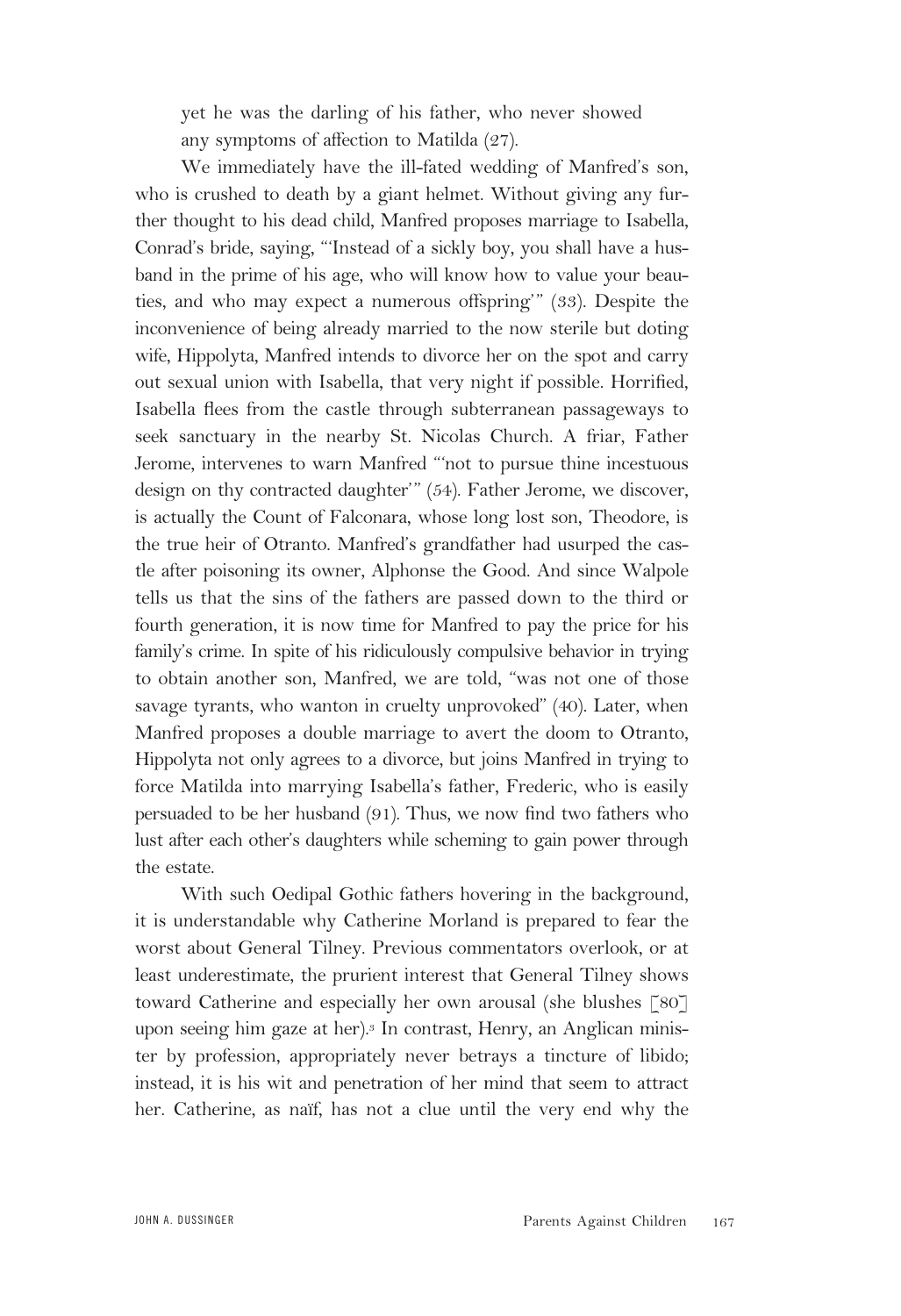yet he was the darling of his father, who never showed any symptoms of affection to Matilda (27).

We immediately have the ill-fated wedding of Manfred's son, who is crushed to death by a giant helmet. Without giving any further thought to his dead child, Manfred proposes marriage to Isabella, Conrad's bride, saying, "'Instead of a sickly boy, you shall have a husband in the prime of his age, who will know how to value your beauties, and who may expect a numerous offspring'" (33). Despite the inconvenience of being already married to the now sterile but doting wife, Hippolyta, Manfred intends to divorce her on the spot and carry out sexual union with Isabella, that very night if possible. Horrified, Isabella flees from the castle through subterranean passageways to seek sanctuary in the nearby St. Nicolas Church. A friar, Father Jerome, intervenes to warn Manfred "'not to pursue thine incestuous design on thy contracted daughter'" (54). Father Jerome, we discover, is actually the Count of Falconara, whose long lost son, Theodore, is the true heir of Otranto. Manfred's grandfather had usurped the castle after poisoning its owner, Alphonse the Good. And since Walpole tells us that the sins of the fathers are passed down to the third or fourth generation, it is now time for Manfred to pay the price for his family's crime. In spite of his ridiculously compulsive behavior in trying to obtain another son, Manfred, we are told, "was not one of those savage tyrants, who wanton in cruelty unprovoked" (40). Later, when Manfred proposes a double marriage to avert the doom to Otranto, Hippolyta not only agrees to a divorce, but joins Manfred in trying to force Matilda into marrying Isabella's father, Frederic, who is easily persuaded to be her husband (91). Thus, we now find two fathers who lust after each other's daughters while scheming to gain power through the estate.

With such Oedipal Gothic fathers hovering in the background, it is understandable why Catherine Morland is prepared to fear the worst about General Tilney. Previous commentators overlook, or at least underestimate, the prurient interest that General Tilney shows toward Catherine and especially her own arousal (she blushes [80] upon seeing him gaze at her).[3] In contrast, Henry, an Anglican minister by profession, appropriately never betrays a tincture of libido; instead, it is his wit and penetration of her mind that seem to attract her. Catherine, as naïf, has not a clue until the very end why the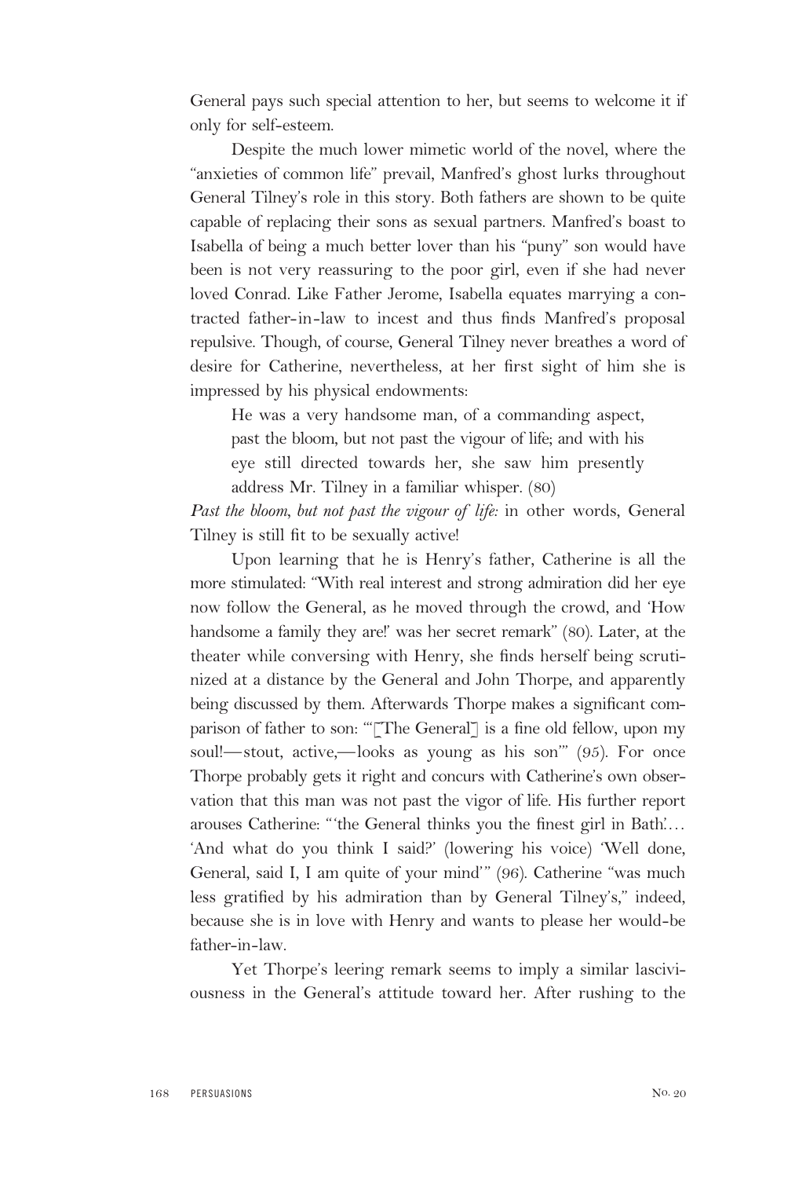General pays such special attention to her, but seems to welcome it if only for self-esteem.

Despite the much lower mimetic world of the novel, where the "anxieties of common life" prevail, Manfred's ghost lurks throughout General Tilney's role in this story. Both fathers are shown to be quite capable of replacing their sons as sexual partners. Manfred's boast to Isabella of being a much better lover than his "puny" son would have been is not very reassuring to the poor girl, even if she had never loved Conrad. Like Father Jerome, Isabella equates marrying a contracted father-in-law to incest and thus finds Manfred's proposal repulsive. Though, of course, General Tilney never breathes a word of desire for Catherine, nevertheless, at her first sight of him she is impressed by his physical endowments:

> He was a very handsome man, of a commanding aspect, past the bloom, but not past the vigour of life; and with his eye still directed towards her, she saw him presently address Mr. Tilney in a familiar whisper. (80)

*Past the bloom, but not past the vigour of life:* in other words, General Tilney is still fit to be sexually active!

Upon learning that he is Henry's father, Catherine is all the more stimulated: "With real interest and strong admiration did her eye now follow the General, as he moved through the crowd, and 'How handsome a family they are!' was her secret remark" (80). Later, at the theater while conversing with Henry, she finds herself being scrutinized at a distance by the General and John Thorpe, and apparently being discussed by them. Afterwards Thorpe makes a significant comparison of father to son: "'[The General] is a fine old fellow, upon my soul!—stout, active,—looks as young as his son'" (95). For once Thorpe probably gets it right and concurs with Catherine's own observation that this man was not past the vigor of life. His further report arouses Catherine: "'the General thinks you the finest girl in Bath.'… 'And what do you think I said?' (lowering his voice) 'Well done, General, said I, I am quite of your mind'" (96). Catherine "was much less gratified by his admiration than by General Tilney's," indeed, because she is in love with Henry and wants to please her would-be father-in-law.

Yet Thorpe's leering remark seems to imply a similar lasciviousness in the General's attitude toward her. After rushing to the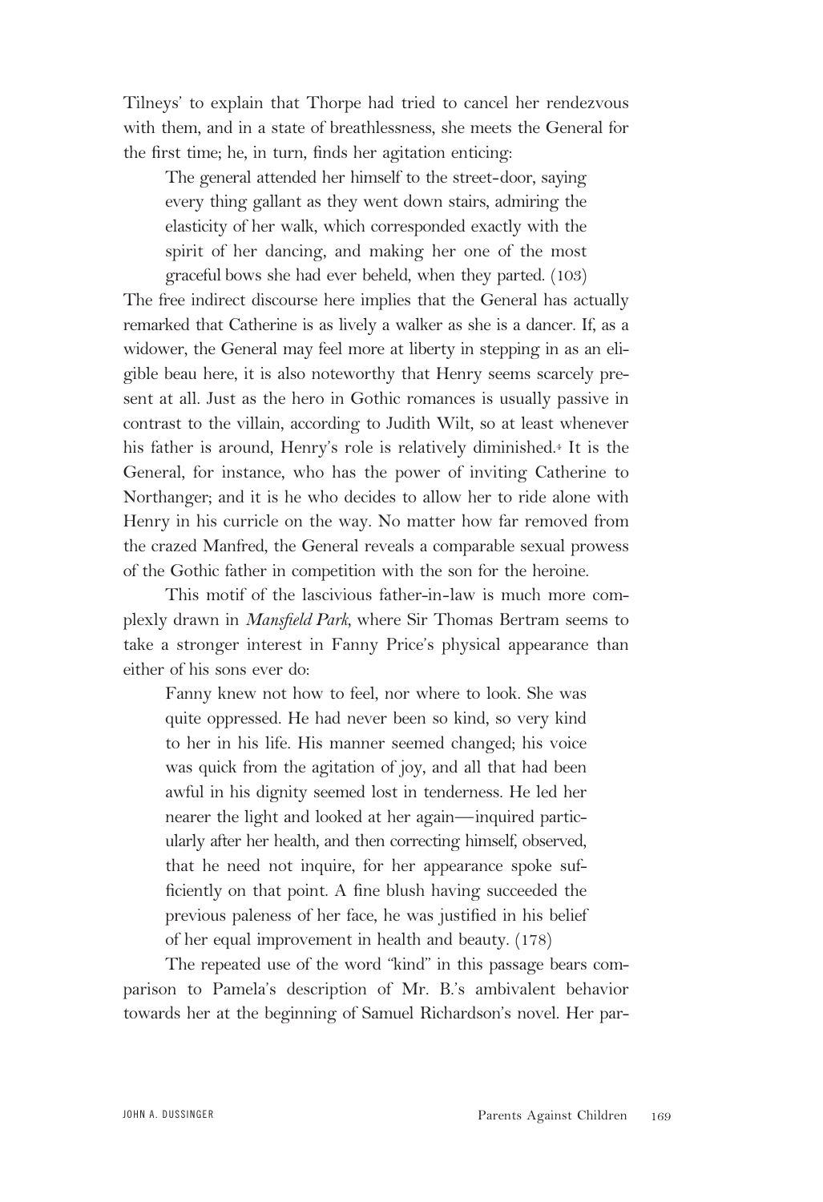Tilneys' to explain that Thorpe had tried to cancel her rendezvous with them, and in a state of breathlessness, she meets the General for the first time; he, in turn, finds her agitation enticing:

> The general attended her himself to the street-door, saying every thing gallant as they went down stairs, admiring the elasticity of her walk, which corresponded exactly with the spirit of her dancing, and making her one of the most graceful bows she had ever beheld, when they parted. (103)

The free indirect discourse here implies that the General has actually remarked that Catherine is as lively a walker as she is a dancer. If, as a widower, the General may feel more at liberty in stepping in as an eligible beau here, it is also noteworthy that Henry seems scarcely present at all. Just as the hero in Gothic romances is usually passive in contrast to the villain, according to Judith Wilt, so at least whenever his father is around, Henry's role is relatively diminished.[4] It is the General, for instance, who has the power of inviting Catherine to Northanger; and it is he who decides to allow her to ride alone with Henry in his curricle on the way. No matter how far removed from the crazed Manfred, the General reveals a comparable sexual prowess of the Gothic father in competition with the son for the heroine.

This motif of the lascivious father-in-law is much more complexly drawn in *Mansfield Park*, where Sir Thomas Bertram seems to take a stronger interest in Fanny Price's physical appearance than either of his sons ever do:

> Fanny knew not how to feel, nor where to look. She was quite oppressed. He had never been so kind, so very kind to her in his life. His manner seemed changed; his voice was quick from the agitation of joy, and all that had been awful in his dignity seemed lost in tenderness. He led her nearer the light and looked at her again—inquired particularly after her health, and then correcting himself, observed, that he need not inquire, for her appearance spoke sufficiently on that point. A fine blush having succeeded the previous paleness of her face, he was justified in his belief of her equal improvement in health and beauty. (178)

The repeated use of the word "kind" in this passage bears comparison to Pamela's description of Mr. B.'s ambivalent behavior towards her at the beginning of Samuel Richardson's novel. Her par-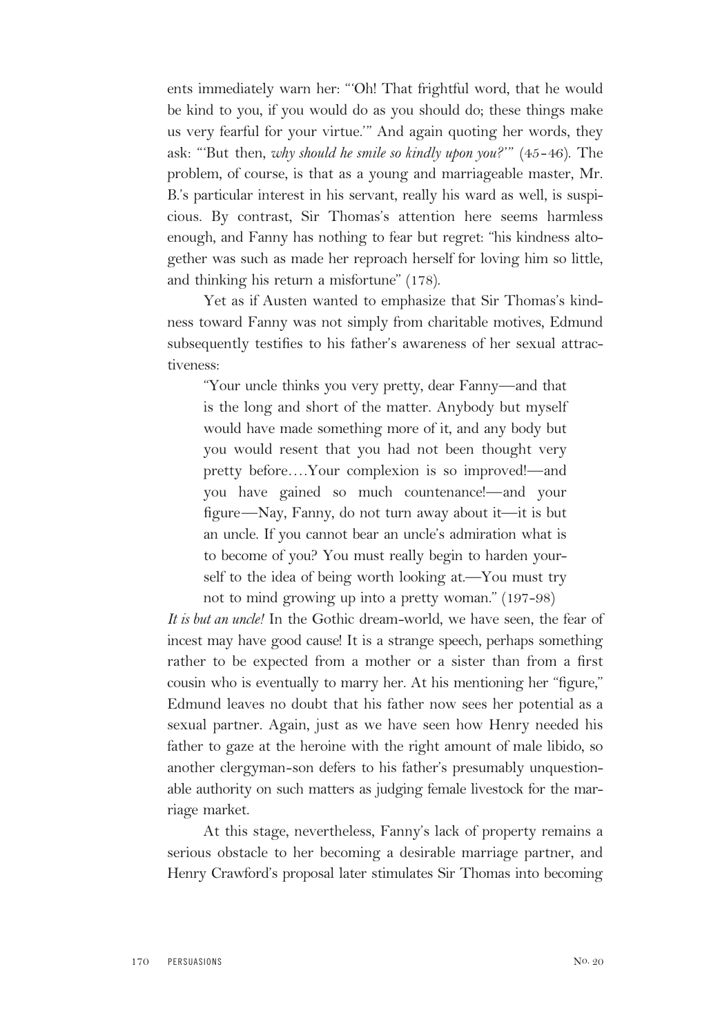ents immediately warn her: "'Oh! That frightful word, that he would be kind to you, if you would do as you should do; these things make us very fearful for your virtue.'" And again quoting her words, they ask: "'But then, *why should he smile so kindly upon you?*'" (45-46). The problem, of course, is that as a young and marriageable master, Mr. B.'s particular interest in his servant, really his ward as well, is suspicious. By contrast, Sir Thomas's attention here seems harmless enough, and Fanny has nothing to fear but regret: "his kindness altogether was such as made her reproach herself for loving him so little, and thinking his return a misfortune" (178).

Yet as if Austen wanted to emphasize that Sir Thomas's kindness toward Fanny was not simply from charitable motives, Edmund subsequently testifies to his father's awareness of her sexual attractiveness:

> "Your uncle thinks you very pretty, dear Fanny—and that is the long and short of the matter. Anybody but myself would have made something more of it, and any body but you would resent that you had not been thought very pretty before....Your complexion is so improved!—and you have gained so much countenance!—and your figure—Nay, Fanny, do not turn away about it—it is but an uncle. If you cannot bear an uncle's admiration what is to become of you? You must really begin to harden yourself to the idea of being worth looking at.—You must try not to mind growing up into a pretty woman." (197-98)

*It is but an uncle!* In the Gothic dream-world, we have seen, the fear of incest may have good cause! It is a strange speech, perhaps something rather to be expected from a mother or a sister than from a first cousin who is eventually to marry her. At his mentioning her "figure," Edmund leaves no doubt that his father now sees her potential as a sexual partner. Again, just as we have seen how Henry needed his father to gaze at the heroine with the right amount of male libido, so another clergyman-son defers to his father's presumably unquestionable authority on such matters as judging female livestock for the marriage market.

At this stage, nevertheless, Fanny's lack of property remains a serious obstacle to her becoming a desirable marriage partner, and Henry Crawford's proposal later stimulates Sir Thomas into becoming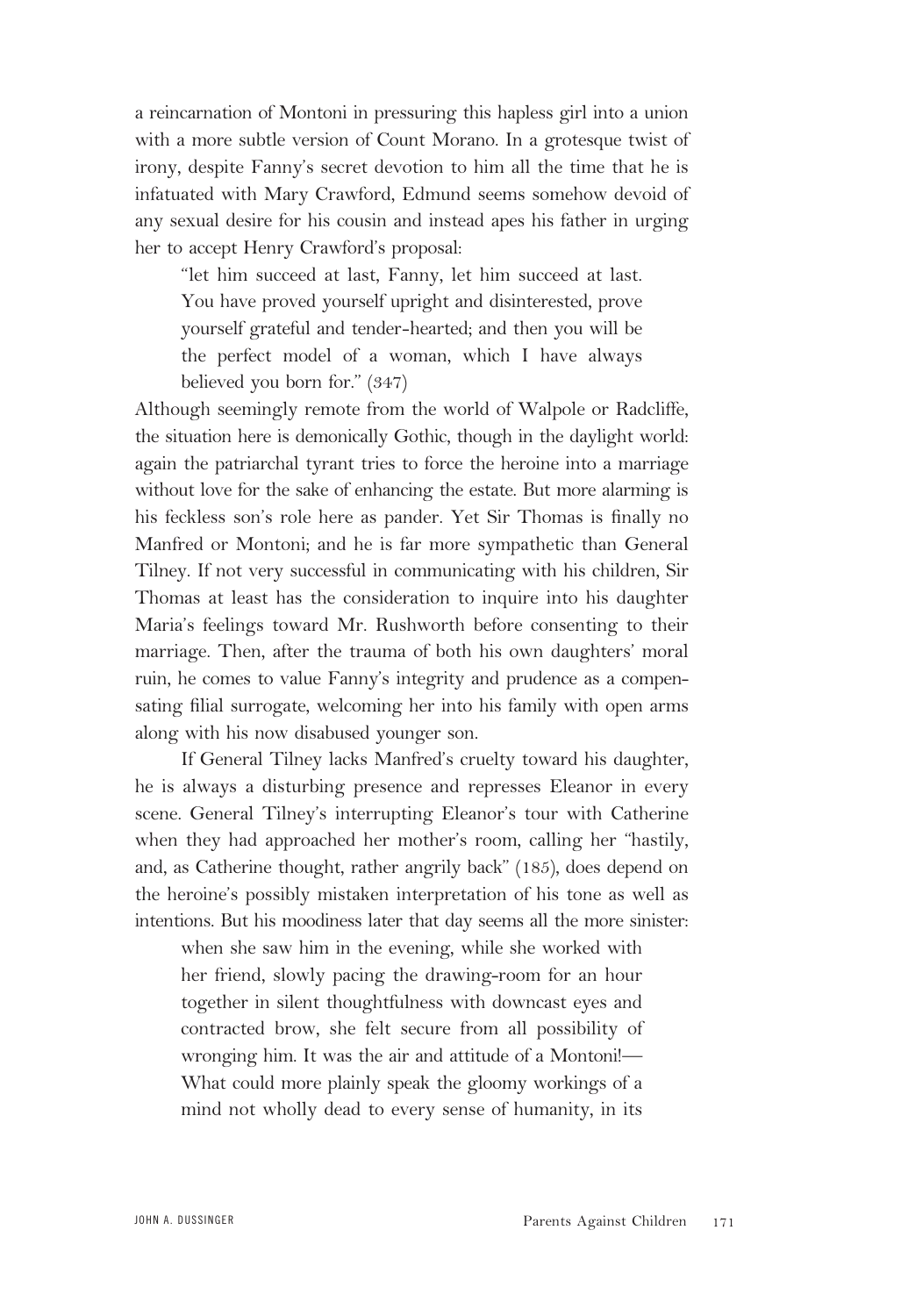a reincarnation of Montoni in pressuring this hapless girl into a union with a more subtle version of Count Morano. In a grotesque twist of irony, despite Fanny's secret devotion to him all the time that he is infatuated with Mary Crawford, Edmund seems somehow devoid of any sexual desire for his cousin and instead apes his father in urging her to accept Henry Crawford's proposal:

> "let him succeed at last, Fanny, let him succeed at last. You have proved yourself upright and disinterested, prove yourself grateful and tender-hearted; and then you will be the perfect model of a woman, which I have always believed you born for." (347)

Although seemingly remote from the world of Walpole or Radcliffe, the situation here is demonically Gothic, though in the daylight world: again the patriarchal tyrant tries to force the heroine into a marriage without love for the sake of enhancing the estate. But more alarming is his feckless son's role here as pander. Yet Sir Thomas is finally no Manfred or Montoni; and he is far more sympathetic than General Tilney. If not very successful in communicating with his children, Sir Thomas at least has the consideration to inquire into his daughter Maria's feelings toward Mr. Rushworth before consenting to their marriage. Then, after the trauma of both his own daughters' moral ruin, he comes to value Fanny's integrity and prudence as a compensating filial surrogate, welcoming her into his family with open arms along with his now disabused younger son.

If General Tilney lacks Manfred's cruelty toward his daughter, he is always a disturbing presence and represses Eleanor in every scene. General Tilney's interrupting Eleanor's tour with Catherine when they had approached her mother's room, calling her "hastily, and, as Catherine thought, rather angrily back" (185), does depend on the heroine's possibly mistaken interpretation of his tone as well as intentions. But his moodiness later that day seems all the more sinister:

> when she saw him in the evening, while she worked with her friend, slowly pacing the drawing-room for an hour together in silent thoughtfulness with downcast eyes and contracted brow, she felt secure from all possibility of wronging him. It was the air and attitude of a Montoni!—What could more plainly speak the gloomy workings of a mind not wholly dead to every sense of humanity, in its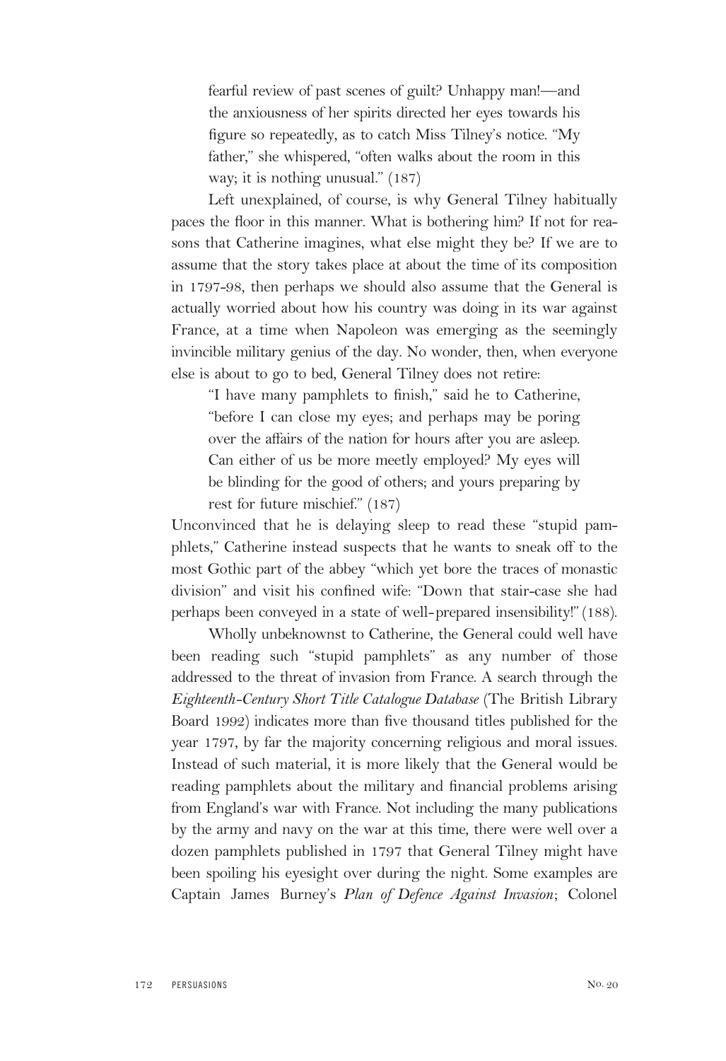> fearful review of past scenes of guilt? Unhappy man!—and the anxiousness of her spirits directed her eyes towards his figure so repeatedly, as to catch Miss Tilney's notice. "My father," she whispered, "often walks about the room in this way; it is nothing unusual." (187)

Left unexplained, of course, is why General Tilney habitually paces the floor in this manner. What is bothering him? If not for reasons that Catherine imagines, what else might they be? If we are to assume that the story takes place at about the time of its composition in 1797-98, then perhaps we should also assume that the General is actually worried about how his country was doing in its war against France, at a time when Napoleon was emerging as the seemingly invincible military genius of the day. No wonder, then, when everyone else is about to go to bed, General Tilney does not retire:

> "I have many pamphlets to finish," said he to Catherine, "before I can close my eyes; and perhaps may be poring over the affairs of the nation for hours after you are asleep. Can either of us be more meetly employed? My eyes will be blinding for the good of others; and yours preparing by rest for future mischief." (187)

Unconvinced that he is delaying sleep to read these "stupid pamphlets," Catherine instead suspects that he wants to sneak off to the most Gothic part of the abbey "which yet bore the traces of monastic division" and visit his confined wife: "Down that stair-case she had perhaps been conveyed in a state of well-prepared insensibility!" (188).

Wholly unbeknownst to Catherine, the General could well have been reading such "stupid pamphlets" as any number of those addressed to the threat of invasion from France. A search through the *Eighteenth-Century Short Title Catalogue Database* (The British Library Board 1992) indicates more than five thousand titles published for the year 1797, by far the majority concerning religious and moral issues. Instead of such material, it is more likely that the General would be reading pamphlets about the military and financial problems arising from England's war with France. Not including the many publications by the army and navy on the war at this time, there were well over a dozen pamphlets published in 1797 that General Tilney might have been spoiling his eyesight over during the night. Some examples are Captain James Burney's *Plan of Defence Against Invasion*; Colonel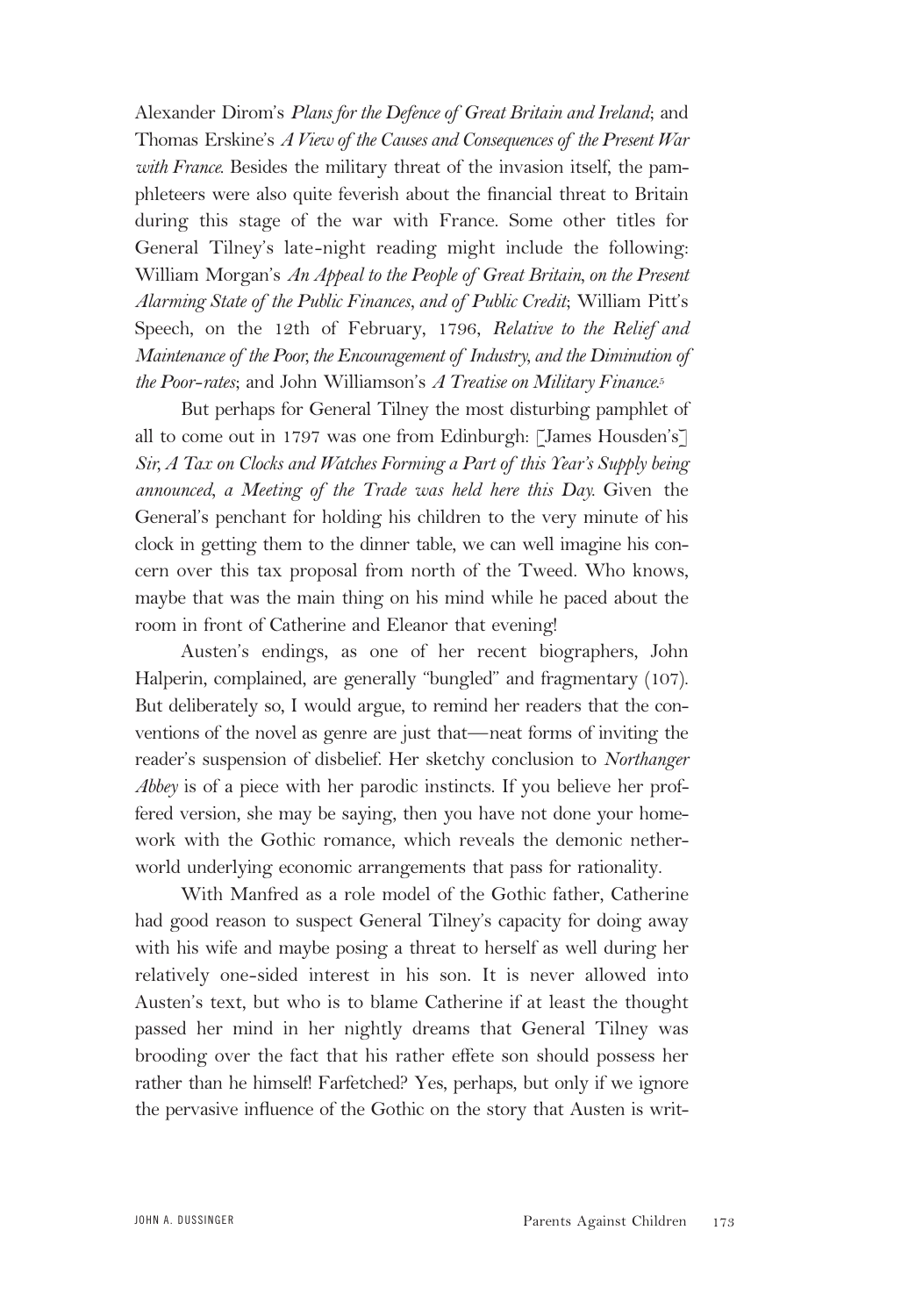Alexander Dirom's *Plans for the Defence of Great Britain and Ireland*; and Thomas Erskine's *A View of the Causes and Consequences of the Present War with France*. Besides the military threat of the invasion itself, the pamphleteers were also quite feverish about the financial threat to Britain during this stage of the war with France. Some other titles for General Tilney's late-night reading might include the following: William Morgan's *An Appeal to the People of Great Britain, on the Present Alarming State of the Public Finances, and of Public Credit*; William Pitt's Speech, on the 12th of February, 1796, *Relative to the Relief and Maintenance of the Poor, the Encouragement of Industry, and the Diminution of the Poor-rates*; and John Williamson's *A Treatise on Military Finance*.[5]

But perhaps for General Tilney the most disturbing pamphlet of all to come out in 1797 was one from Edinburgh: [James Housden's] *Sir, A Tax on Clocks and Watches Forming a Part of this Year's Supply being announced, a Meeting of the Trade was held here this Day*. Given the General's penchant for holding his children to the very minute of his clock in getting them to the dinner table, we can well imagine his concern over this tax proposal from north of the Tweed. Who knows, maybe that was the main thing on his mind while he paced about the room in front of Catherine and Eleanor that evening!

Austen's endings, as one of her recent biographers, John Halperin, complained, are generally "bungled" and fragmentary (107). But deliberately so, I would argue, to remind her readers that the conventions of the novel as genre are just that—neat forms of inviting the reader's suspension of disbelief. Her sketchy conclusion to *Northanger Abbey* is of a piece with her parodic instincts. If you believe her proffered version, she may be saying, then you have not done your homework with the Gothic romance, which reveals the demonic netherworld underlying economic arrangements that pass for rationality.

With Manfred as a role model of the Gothic father, Catherine had good reason to suspect General Tilney's capacity for doing away with his wife and maybe posing a threat to herself as well during her relatively one-sided interest in his son. It is never allowed into Austen's text, but who is to blame Catherine if at least the thought passed her mind in her nightly dreams that General Tilney was brooding over the fact that his rather effete son should possess her rather than he himself! Farfetched? Yes, perhaps, but only if we ignore the pervasive influence of the Gothic on the story that Austen is writ-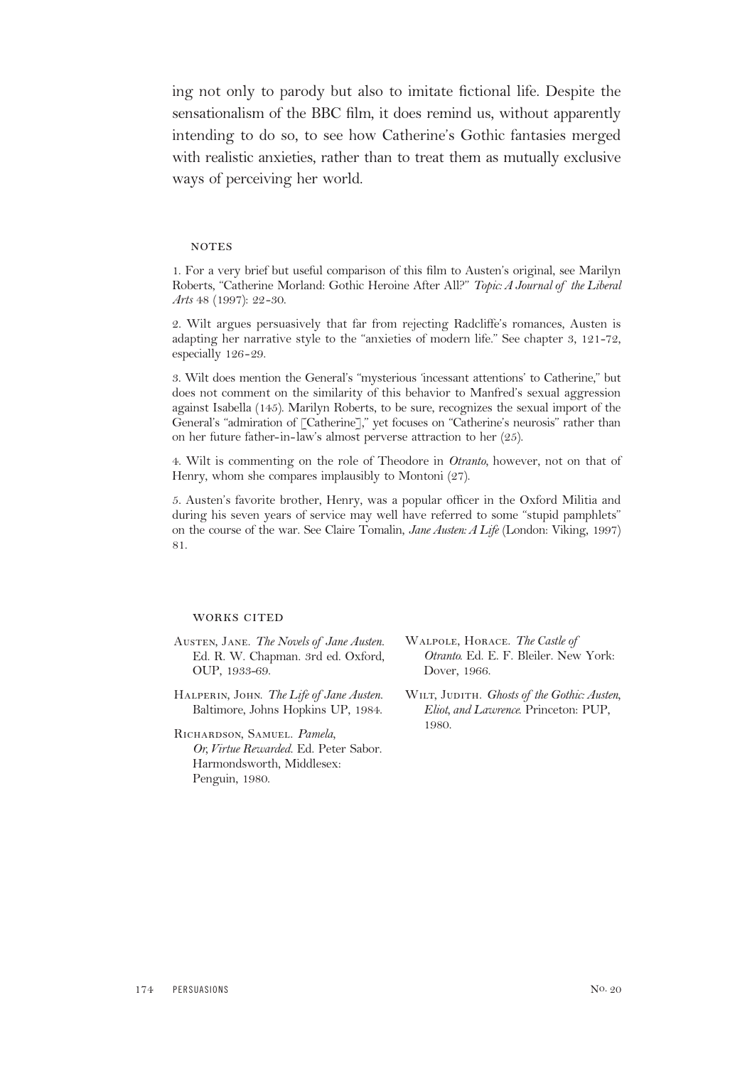ing not only to parody but also to imitate fictional life. Despite the sensationalism of the BBC film, it does remind us, without apparently intending to do so, to see how Catherine's Gothic fantasies merged with realistic anxieties, rather than to treat them as mutually exclusive ways of perceiving her world.

## NOTES

1. For a very brief but useful comparison of this film to Austen's original, see Marilyn Roberts, "Catherine Morland: Gothic Heroine After All?" *Topic: A Journal of the Liberal Arts* 48 (1997): 22-30.

2. Wilt argues persuasively that far from rejecting Radcliffe's romances, Austen is adapting her narrative style to the "anxieties of modern life." See chapter 3, 121-72, especially 126-29.

3. Wilt does mention the General's "mysterious 'incessant attentions' to Catherine," but does not comment on the similarity of this behavior to Manfred's sexual aggression against Isabella (145). Marilyn Roberts, to be sure, recognizes the sexual import of the General's "admiration of [Catherine]," yet focuses on "Catherine's neurosis" rather than on her future father-in-law's almost perverse attraction to her (25).

4. Wilt is commenting on the role of Theodore in *Otranto*, however, not on that of Henry, whom she compares implausibly to Montoni (27).

5. Austen's favorite brother, Henry, was a popular officer in the Oxford Militia and during his seven years of service may well have referred to some "stupid pamphlets" on the course of the war. See Claire Tomalin, *Jane Austen: A Life* (London: Viking, 1997) 81.

## WORKS CITED

Austen, Jane. *The Novels of Jane Austen*. Ed. R. W. Chapman. 3rd ed. Oxford, OUP, 1933-69.

Halperin, John. *The Life of Jane Austen*. Baltimore, Johns Hopkins UP, 1984.

Richardson, Samuel. *Pamela, Or, Virtue Rewarded*. Ed. Peter Sabor. Harmondsworth, Middlesex: Penguin, 1980.

Walpole, Horace. *The Castle of Otranto*. Ed. E. F. Bleiler. New York: Dover, 1966.

Wilt, Judith. *Ghosts of the Gothic: Austen, Eliot, and Lawrence*. Princeton: PUP, 1980.